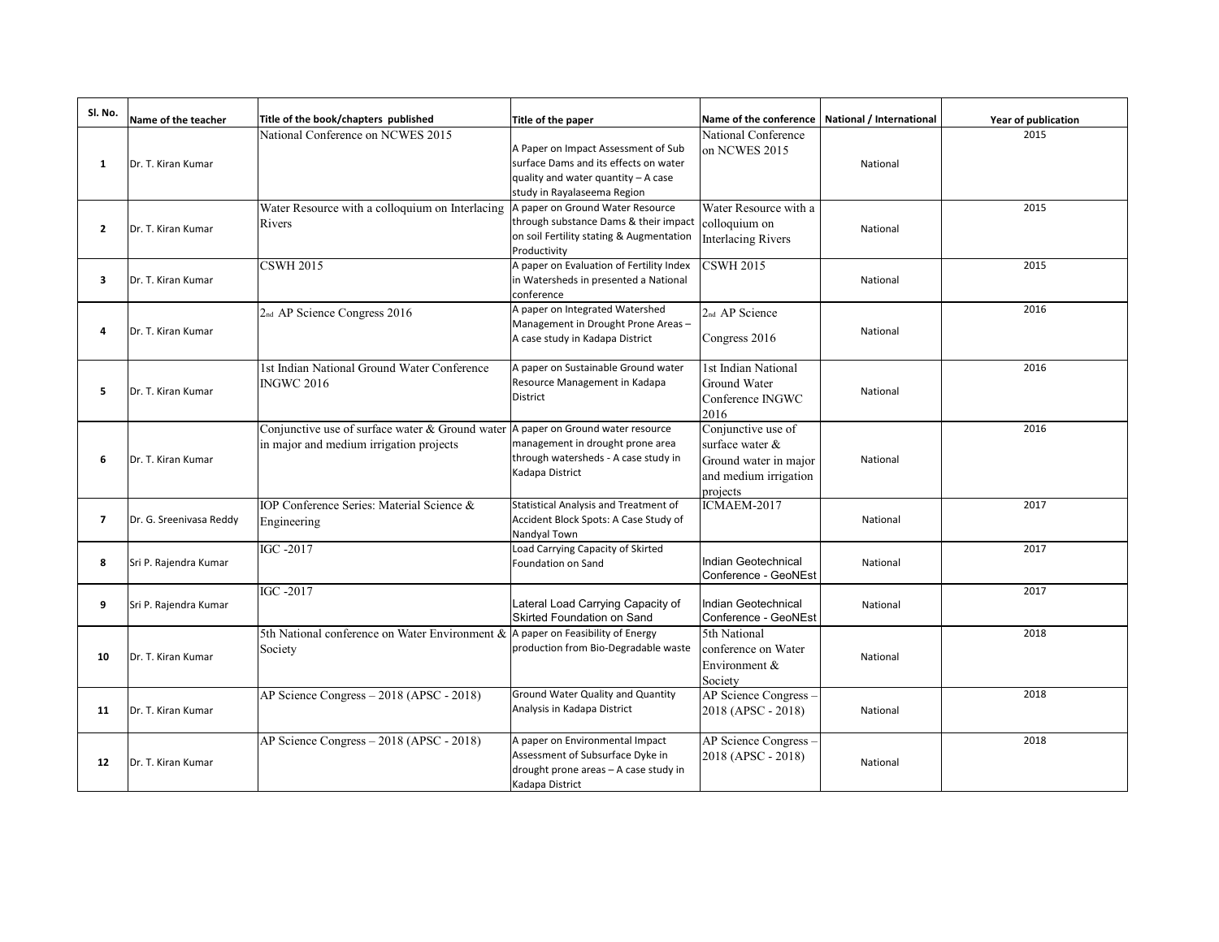| Sl. No. | Name of the teacher | Title of the book/chapters published | Title of the paper | Name of the conference | National / International | Year of publication |
|---|---|---|---|---|---|---|
| 1 | Dr. T. Kiran Kumar | National Conference on NCWES 2015 | A Paper on Impact Assessment of Sub surface Dams and its effects on water quality and water quantity – A case study in Rayalaseema Region | National Conference on NCWES 2015 | National | 2015 |
| 2 | Dr. T. Kiran Kumar | Water Resource with a colloquium on Interlacing Rivers | A paper on Ground Water Resource through substance Dams & their impact on soil Fertility stating & Augmentation Productivity | Water Resource with a colloquium on Interlacing Rivers | National | 2015 |
| 3 | Dr. T. Kiran Kumar | CSWH 2015 | A paper on Evaluation of Fertility Index in Watersheds in presented a National conference | CSWH 2015 | National | 2015 |
| 4 | Dr. T. Kiran Kumar | 2nd AP Science Congress 2016 | A paper on Integrated Watershed Management in Drought Prone Areas – A case study in Kadapa District | 2nd AP Science Congress 2016 | National | 2016 |
| 5 | Dr. T. Kiran Kumar | 1st Indian National Ground Water Conference INGWC 2016 | A paper on Sustainable Ground water Resource Management in Kadapa District | 1st Indian National Ground Water Conference INGWC 2016 | National | 2016 |
| 6 | Dr. T. Kiran Kumar | Conjunctive use of surface water & Ground water in major and medium irrigation projects | A paper on Ground water resource management in drought prone area through watersheds - A case study in Kadapa District | Conjunctive use of surface water & Ground water in major and medium irrigation projects | National | 2016 |
| 7 | Dr. G. Sreenivasa Reddy | IOP Conference Series: Material Science & Engineering | Statistical Analysis and Treatment of Accident Block Spots: A Case Study of Nandyal Town | ICMAEM-2017 | National | 2017 |
| 8 | Sri P. Rajendra Kumar | IGC -2017 | Load Carrying Capacity of Skirted Foundation on Sand | Indian Geotechnical Conference - GeoNEst | National | 2017 |
| 9 | Sri P. Rajendra Kumar | IGC -2017 | Lateral Load Carrying Capacity of Skirted Foundation on Sand | Indian Geotechnical Conference - GeoNEst | National | 2017 |
| 10 | Dr. T. Kiran Kumar | 5th National conference on Water Environment & Society | A paper on Feasibility of Energy production from Bio-Degradable waste | 5th National conference on Water Environment & Society | National | 2018 |
| 11 | Dr. T. Kiran Kumar | AP Science Congress – 2018 (APSC - 2018) | Ground Water Quality and Quantity Analysis in Kadapa District | AP Science Congress – 2018 (APSC - 2018) | National | 2018 |
| 12 | Dr. T. Kiran Kumar | AP Science Congress – 2018 (APSC - 2018) | A paper on Environmental Impact Assessment of Subsurface Dyke in drought prone areas – A case study in Kadapa District | AP Science Congress – 2018 (APSC - 2018) | National | 2018 |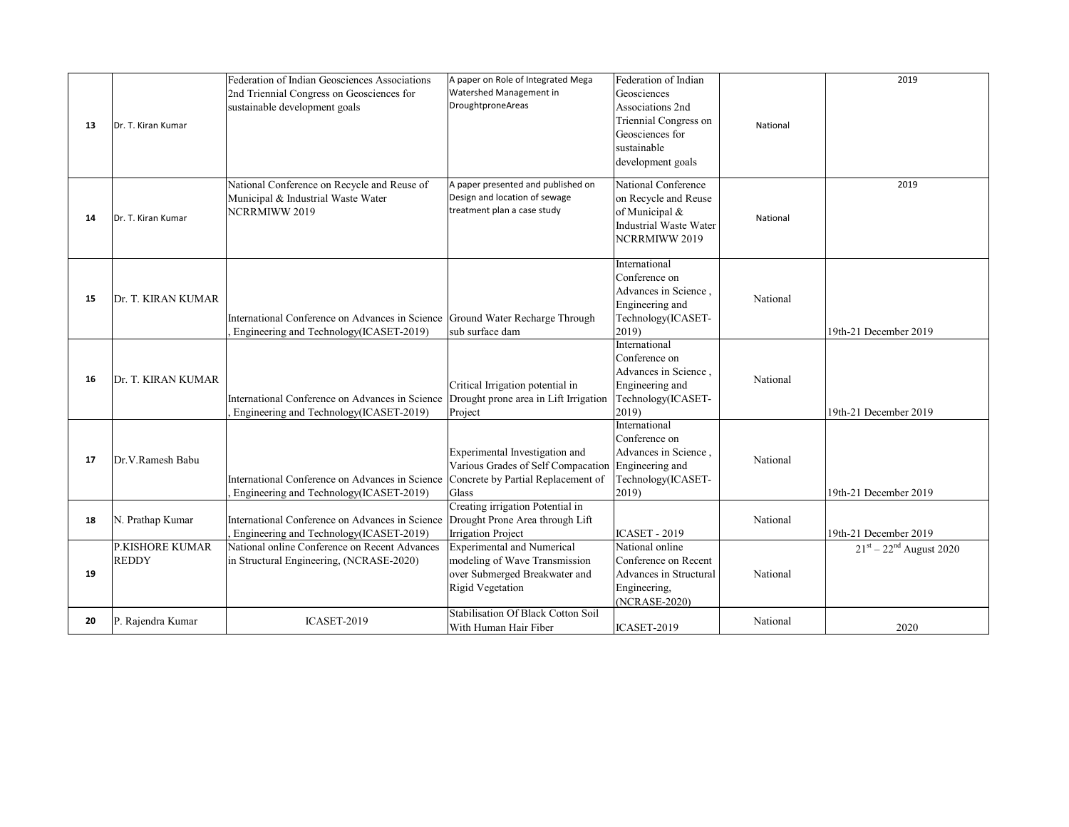| | | | | | | |
|---|---|---|---|---|---|---|
| 13 | Dr. T. Kiran Kumar | Federation of Indian Geosciences Associations 2nd Triennial Congress on Geosciences for sustainable development goals | A paper on Role of Integrated Mega Watershed Management in DroughtproneAreas | Federation of Indian Geosciences Associations 2nd Triennial Congress on Geosciences for sustainable development goals | National | 2019 |
| 14 | Dr. T. Kiran Kumar | National Conference on Recycle and Reuse of Municipal & Industrial Waste Water NCRRMIWW 2019 | A paper presented and published on Design and location of sewage treatment plan a case study | National Conference on Recycle and Reuse of Municipal & Industrial Waste Water NCRRMIWW 2019 | National | 2019 |
| 15 | Dr. T. KIRAN KUMAR | International Conference on Advances in Science , Engineering and Technology(ICASET-2019) | Ground Water Recharge Through sub surface dam | International Conference on Advances in Science , Engineering and Technology(ICASET-2019) | National | 19th-21 December 2019 |
| 16 | Dr. T. KIRAN KUMAR | International Conference on Advances in Science , Engineering and Technology(ICASET-2019) | Critical Irrigation potential in Drought prone area in Lift Irrigation Project | International Conference on Advances in Science , Engineering and Technology(ICASET-2019) | National | 19th-21 December 2019 |
| 17 | Dr.V.Ramesh Babu | International Conference on Advances in Science , Engineering and Technology(ICASET-2019) | Experimental Investigation and Various Grades of Self Compacation Concrete by Partial Replacement of Glass | International Conference on Advances in Science , Engineering and Technology(ICASET-2019) | National | 19th-21 December 2019 |
| 18 | N. Prathap Kumar | International Conference on Advances in Science , Engineering and Technology(ICASET-2019) | Creating irrigation Potential in Drought Prone Area through Lift Irrigation Project | ICASET - 2019 | National | 19th-21 December 2019 |
| 19 | P.KISHORE KUMAR REDDY | National online Conference on Recent Advances in Structural Engineering, (NCRASE-2020) | Experimental and Numerical modeling of Wave Transmission over Submerged Breakwater and Rigid Vegetation | National online Conference on Recent Advances in Structural Engineering, (NCRASE-2020) | National | 21st – 22nd August 2020 |
| 20 | P. Rajendra Kumar | ICASET-2019 | Stabilisation Of Black Cotton Soil With Human Hair Fiber | ICASET-2019 | National | 2020 |